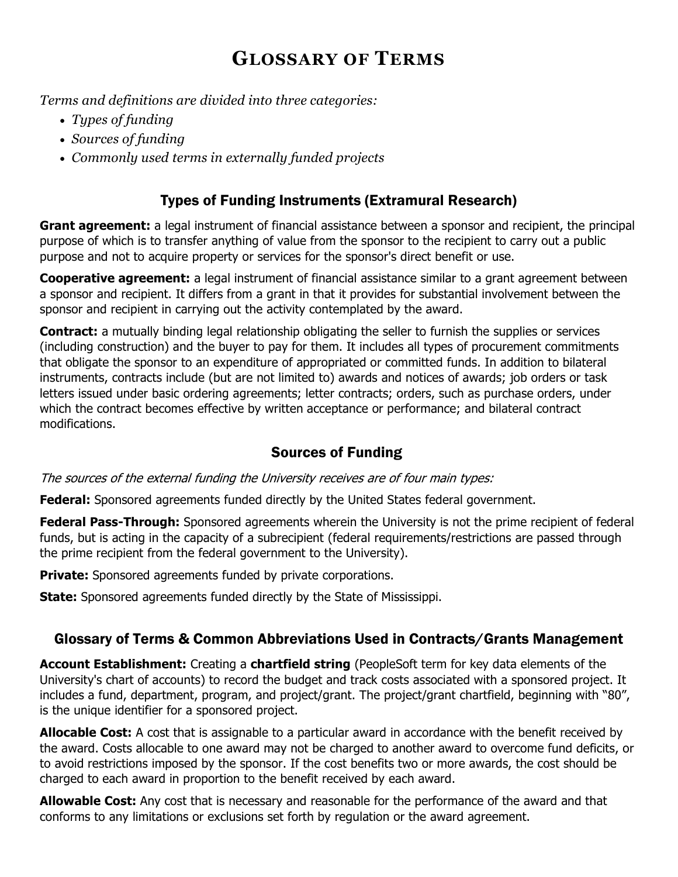# GLOSSARY OF TERMS

*Terms and definitions are divided into three categories:*

- *Types of funding*
- *Sources of funding*
- *Commonly used terms in externally funded projects*

## Types of Funding Instruments (Extramural Research)

**Grant agreement:** a legal instrument of financial assistance between a sponsor and recipient, the principal purpose of which is to transfer anything of value from the sponsor to the recipient to carry out a public purpose and not to acquire property or services for the sponsor's direct benefit or use.

**Cooperative agreement:** a legal instrument of financial assistance similar to a grant agreement between a sponsor and recipient. It differs from a grant in that it provides for substantial involvement between the sponsor and recipient in carrying out the activity contemplated by the award.

**Contract:** a mutually binding legal relationship obligating the seller to furnish the supplies or services (including construction) and the buyer to pay for them. It includes all types of procurement commitments that obligate the sponsor to an expenditure of appropriated or committed funds. In addition to bilateral instruments, contracts include (but are not limited to) awards and notices of awards; job orders or task letters issued under basic ordering agreements; letter contracts; orders, such as purchase orders, under which the contract becomes effective by written acceptance or performance; and bilateral contract modifications.

## Sources of Funding

*The sources of the external funding the University receives are of four main types:*

**Federal:** Sponsored agreements funded directly by the United States federal government.

**Federal Pass-Through:** Sponsored agreements wherein the University is not the prime recipient of federal funds, but is acting in the capacity of a subrecipient (federal requirements/restrictions are passed through the prime recipient from the federal government to the University).

**Private:** Sponsored agreements funded by private corporations.

**State:** Sponsored agreements funded directly by the State of Mississippi.

## Glossary of Terms & Common Abbreviations Used in Contracts/Grants Management

**Account Establishment:** Creating a **chartfield string** (PeopleSoft term for key data elements of the University's chart of accounts) to record the budget and track costs associated with a sponsored project. It includes a fund, department, program, and project/grant. The project/grant chartfield, beginning with "80", is the unique identifier for a sponsored project.

**Allocable Cost:** A cost that is assignable to a particular award in accordance with the benefit received by the award. Costs allocable to one award may not be charged to another award to overcome fund deficits, or to avoid restrictions imposed by the sponsor. If the cost benefits two or more awards, the cost should be charged to each award in proportion to the benefit received by each award.

**Allowable Cost:** Any cost that is necessary and reasonable for the performance of the award and that conforms to any limitations or exclusions set forth by regulation or the award agreement.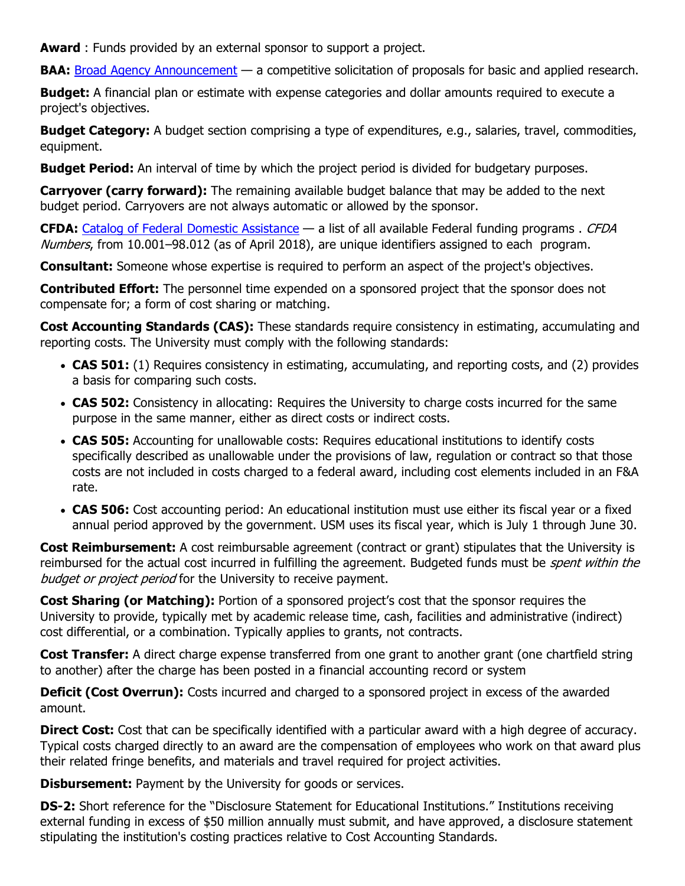**Award** : Funds provided by an external sponsor to support a project.

**BAA:** [Broad Agency Announcement]() — a competitive solicitation of proposals for basic and applied research.

**Budget:** A financial plan or estimate with expense categories and dollar amounts required to execute a project's objectives.

**Budget Category:** A budget section comprising a type of expenditures, e.g., salaries, travel, commodities, equipment.

**Budget Period:** An interval of time by which the project period is divided for budgetary purposes.

**Carryover (carry forward):** The remaining available budget balance that may be added to the next budget period. Carryovers are not always automatic or allowed by the sponsor.

**CFDA:** [Catalog of Federal Domestic Assistance]() — a list of all available Federal funding programs . *CFDA Numbers*, from 10.001–98.012 (as of April 2018), are unique identifiers assigned to each program.

**Consultant:** Someone whose expertise is required to perform an aspect of the project's objectives.

**Contributed Effort:** The personnel time expended on a sponsored project that the sponsor does not compensate for; a form of cost sharing or matching.

**Cost Accounting Standards (CAS):** These standards require consistency in estimating, accumulating and reporting costs. The University must comply with the following standards:

- **CAS 501:** (1) Requires consistency in estimating, accumulating, and reporting costs, and (2) provides a basis for comparing such costs.
- **CAS 502:** Consistency in allocating: Requires the University to charge costs incurred for the same purpose in the same manner, either as direct costs or indirect costs.
- **CAS 505:** Accounting for unallowable costs: Requires educational institutions to identify costs specifically described as unallowable under the provisions of law, regulation or contract so that those costs are not included in costs charged to a federal award, including cost elements included in an F&A rate.
- **CAS 506:** Cost accounting period: An educational institution must use either its fiscal year or a fixed annual period approved by the government. USM uses its fiscal year, which is July 1 through June 30.

**Cost Reimbursement:** A cost reimbursable agreement (contract or grant) stipulates that the University is reimbursed for the actual cost incurred in fulfilling the agreement. Budgeted funds must be *spent within the budget or project period* for the University to receive payment.

**Cost Sharing (or Matching):** Portion of a sponsored project's cost that the sponsor requires the University to provide, typically met by academic release time, cash, facilities and administrative (indirect) cost differential, or a combination. Typically applies to grants, not contracts.

**Cost Transfer:** A direct charge expense transferred from one grant to another grant (one chartfield string to another) after the charge has been posted in a financial accounting record or system

**Deficit (Cost Overrun):** Costs incurred and charged to a sponsored project in excess of the awarded amount.

**Direct Cost:** Cost that can be specifically identified with a particular award with a high degree of accuracy. Typical costs charged directly to an award are the compensation of employees who work on that award plus their related fringe benefits, and materials and travel required for project activities.

**Disbursement:** Payment by the University for goods or services.

**DS-2:** Short reference for the "Disclosure Statement for Educational Institutions." Institutions receiving external funding in excess of $50 million annually must submit, and have approved, a disclosure statement stipulating the institution's costing practices relative to Cost Accounting Standards.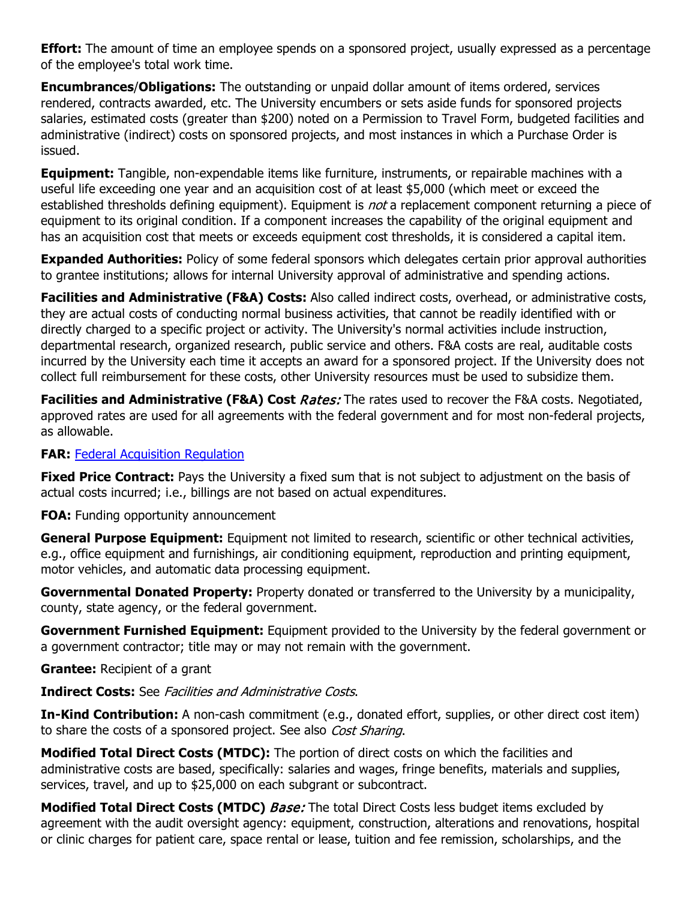**Effort:** The amount of time an employee spends on a sponsored project, usually expressed as a percentage of the employee's total work time.

**Encumbrances/Obligations:** The outstanding or unpaid dollar amount of items ordered, services rendered, contracts awarded, etc. The University encumbers or sets aside funds for sponsored projects salaries, estimated costs (greater than $200) noted on a Permission to Travel Form, budgeted facilities and administrative (indirect) costs on sponsored projects, and most instances in which a Purchase Order is issued.

**Equipment:** Tangible, non-expendable items like furniture, instruments, or repairable machines with a useful life exceeding one year and an acquisition cost of at least $5,000 (which meet or exceed the established thresholds defining equipment). Equipment is *not* a replacement component returning a piece of equipment to its original condition. If a component increases the capability of the original equipment and has an acquisition cost that meets or exceeds equipment cost thresholds, it is considered a capital item.

**Expanded Authorities:** Policy of some federal sponsors which delegates certain prior approval authorities to grantee institutions; allows for internal University approval of administrative and spending actions.

**Facilities and Administrative (F&A) Costs:** Also called indirect costs, overhead, or administrative costs, they are actual costs of conducting normal business activities, that cannot be readily identified with or directly charged to a specific project or activity. The University's normal activities include instruction, departmental research, organized research, public service and others. F&A costs are real, auditable costs incurred by the University each time it accepts an award for a sponsored project. If the University does not collect full reimbursement for these costs, other University resources must be used to subsidize them.

**Facilities and Administrative (F&A) Cost *Rates:*** The rates used to recover the F&A costs. Negotiated, approved rates are used for all agreements with the federal government and for most non-federal projects, as allowable.

**FAR:** [Federal Acquisition Regulation]()

**Fixed Price Contract:** Pays the University a fixed sum that is not subject to adjustment on the basis of actual costs incurred; i.e., billings are not based on actual expenditures.

**FOA:** Funding opportunity announcement

**General Purpose Equipment:** Equipment not limited to research, scientific or other technical activities, e.g., office equipment and furnishings, air conditioning equipment, reproduction and printing equipment, motor vehicles, and automatic data processing equipment.

**Governmental Donated Property:** Property donated or transferred to the University by a municipality, county, state agency, or the federal government.

**Government Furnished Equipment:** Equipment provided to the University by the federal government or a government contractor; title may or may not remain with the government.

**Grantee:** Recipient of a grant

**Indirect Costs:** See *Facilities and Administrative Costs*.

**In-Kind Contribution:** A non-cash commitment (e.g., donated effort, supplies, or other direct cost item) to share the costs of a sponsored project. See also *Cost Sharing*.

**Modified Total Direct Costs (MTDC):** The portion of direct costs on which the facilities and administrative costs are based, specifically: salaries and wages, fringe benefits, materials and supplies, services, travel, and up to $25,000 on each subgrant or subcontract.

**Modified Total Direct Costs (MTDC) *Base:*** The total Direct Costs less budget items excluded by agreement with the audit oversight agency: equipment, construction, alterations and renovations, hospital or clinic charges for patient care, space rental or lease, tuition and fee remission, scholarships, and the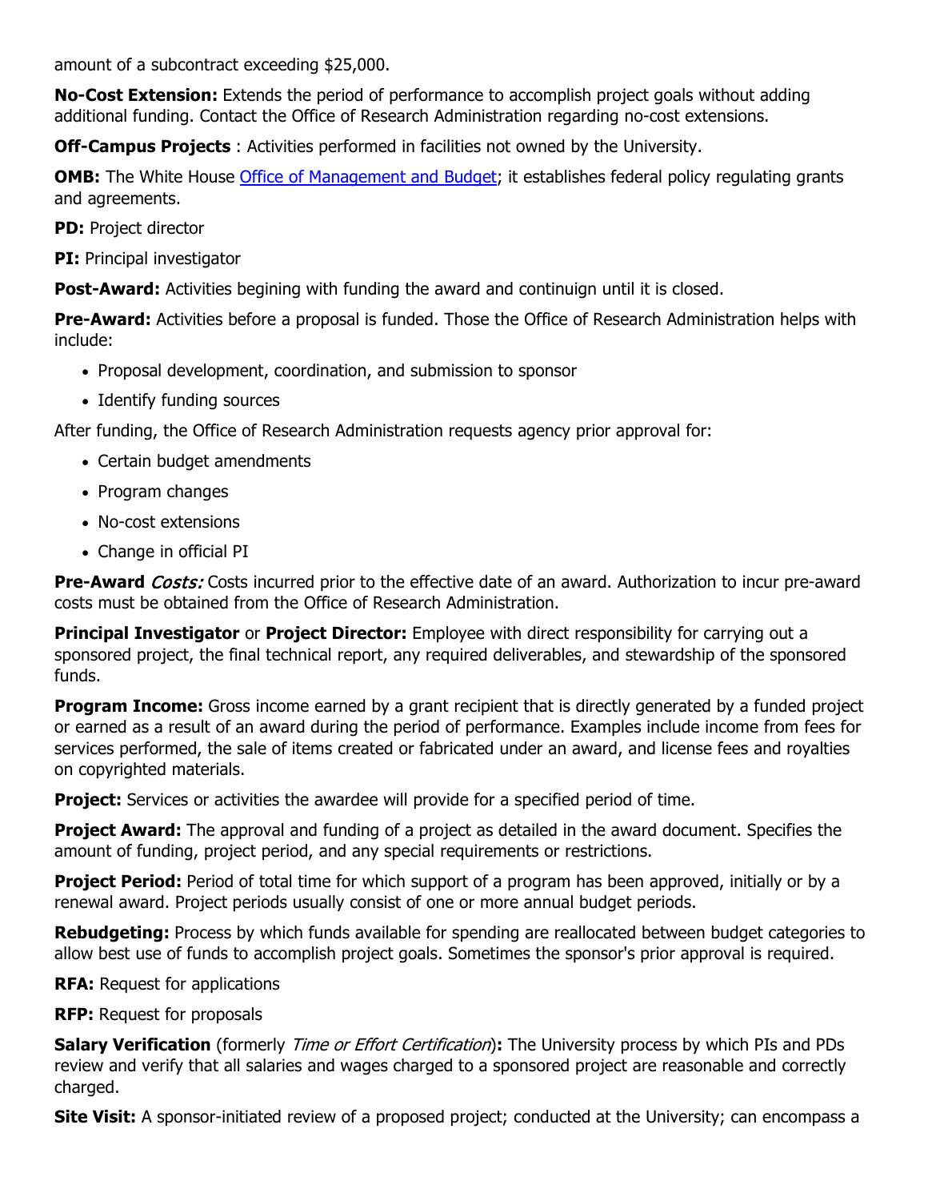amount of a subcontract exceeding $25,000.

**No-Cost Extension:** Extends the period of performance to accomplish project goals without adding additional funding. Contact the Office of Research Administration regarding no-cost extensions.

**Off-Campus Projects** : Activities performed in facilities not owned by the University.

**OMB:** The White House Office of Management and Budget; it establishes federal policy regulating grants and agreements.

**PD:** Project director

**PI:** Principal investigator

**Post-Award:** Activities begining with funding the award and continuign until it is closed.

**Pre-Award:** Activities before a proposal is funded. Those the Office of Research Administration helps with include:

- Proposal development, coordination, and submission to sponsor
- Identify funding sources

After funding, the Office of Research Administration requests agency prior approval for:

- Certain budget amendments
- Program changes
- No-cost extensions
- Change in official PI

**Pre-Award** ***Costs:*** Costs incurred prior to the effective date of an award. Authorization to incur pre-award costs must be obtained from the Office of Research Administration.

**Principal Investigator** or **Project Director:** Employee with direct responsibility for carrying out a sponsored project, the final technical report, any required deliverables, and stewardship of the sponsored funds.

**Program Income:** Gross income earned by a grant recipient that is directly generated by a funded project or earned as a result of an award during the period of performance. Examples include income from fees for services performed, the sale of items created or fabricated under an award, and license fees and royalties on copyrighted materials.

**Project:** Services or activities the awardee will provide for a specified period of time.

**Project Award:** The approval and funding of a project as detailed in the award document. Specifies the amount of funding, project period, and any special requirements or restrictions.

**Project Period:** Period of total time for which support of a program has been approved, initially or by a renewal award. Project periods usually consist of one or more annual budget periods.

**Rebudgeting:** Process by which funds available for spending are reallocated between budget categories to allow best use of funds to accomplish project goals. Sometimes the sponsor's prior approval is required.

**RFA:** Request for applications

**RFP:** Request for proposals

**Salary Verification** (formerly *Time or Effort Certification*)**:** The University process by which PIs and PDs review and verify that all salaries and wages charged to a sponsored project are reasonable and correctly charged.

**Site Visit:** A sponsor-initiated review of a proposed project; conducted at the University; can encompass a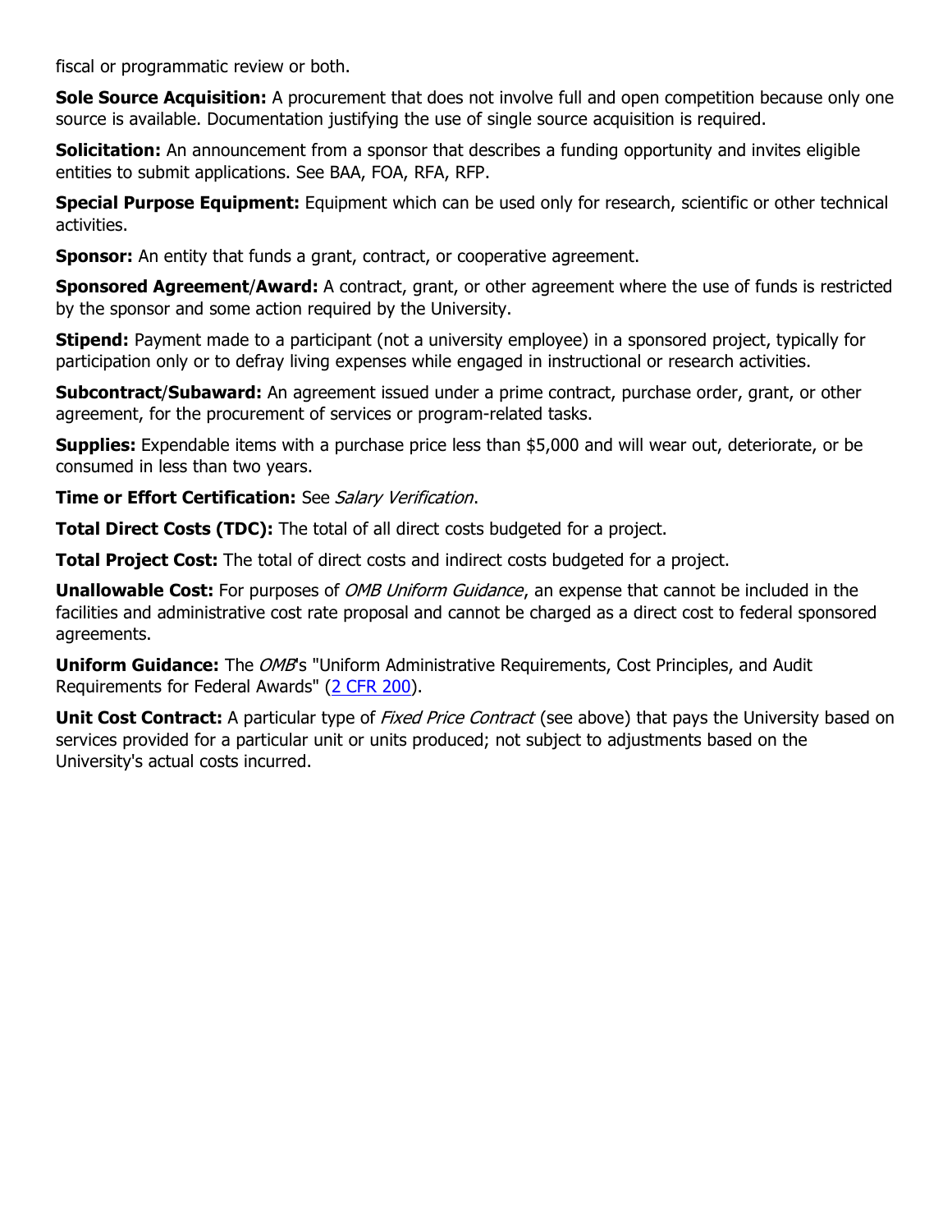fiscal or programmatic review or both.

**Sole Source Acquisition:** A procurement that does not involve full and open competition because only one source is available. Documentation justifying the use of single source acquisition is required.

**Solicitation:** An announcement from a sponsor that describes a funding opportunity and invites eligible entities to submit applications. See BAA, FOA, RFA, RFP.

**Special Purpose Equipment:** Equipment which can be used only for research, scientific or other technical activities.

**Sponsor:** An entity that funds a grant, contract, or cooperative agreement.

**Sponsored Agreement/Award:** A contract, grant, or other agreement where the use of funds is restricted by the sponsor and some action required by the University.

**Stipend:** Payment made to a participant (not a university employee) in a sponsored project, typically for participation only or to defray living expenses while engaged in instructional or research activities.

**Subcontract/Subaward:** An agreement issued under a prime contract, purchase order, grant, or other agreement, for the procurement of services or program-related tasks.

**Supplies:** Expendable items with a purchase price less than $5,000 and will wear out, deteriorate, or be consumed in less than two years.

**Time or Effort Certification:** See *Salary Verification*.

**Total Direct Costs (TDC):** The total of all direct costs budgeted for a project.

**Total Project Cost:** The total of direct costs and indirect costs budgeted for a project.

**Unallowable Cost:** For purposes of *OMB Uniform Guidance*, an expense that cannot be included in the facilities and administrative cost rate proposal and cannot be charged as a direct cost to federal sponsored agreements.

**Uniform Guidance:** The *OMB*'s "Uniform Administrative Requirements, Cost Principles, and Audit Requirements for Federal Awards" (2 CFR 200).

**Unit Cost Contract:** A particular type of *Fixed Price Contract* (see above) that pays the University based on services provided for a particular unit or units produced; not subject to adjustments based on the University's actual costs incurred.